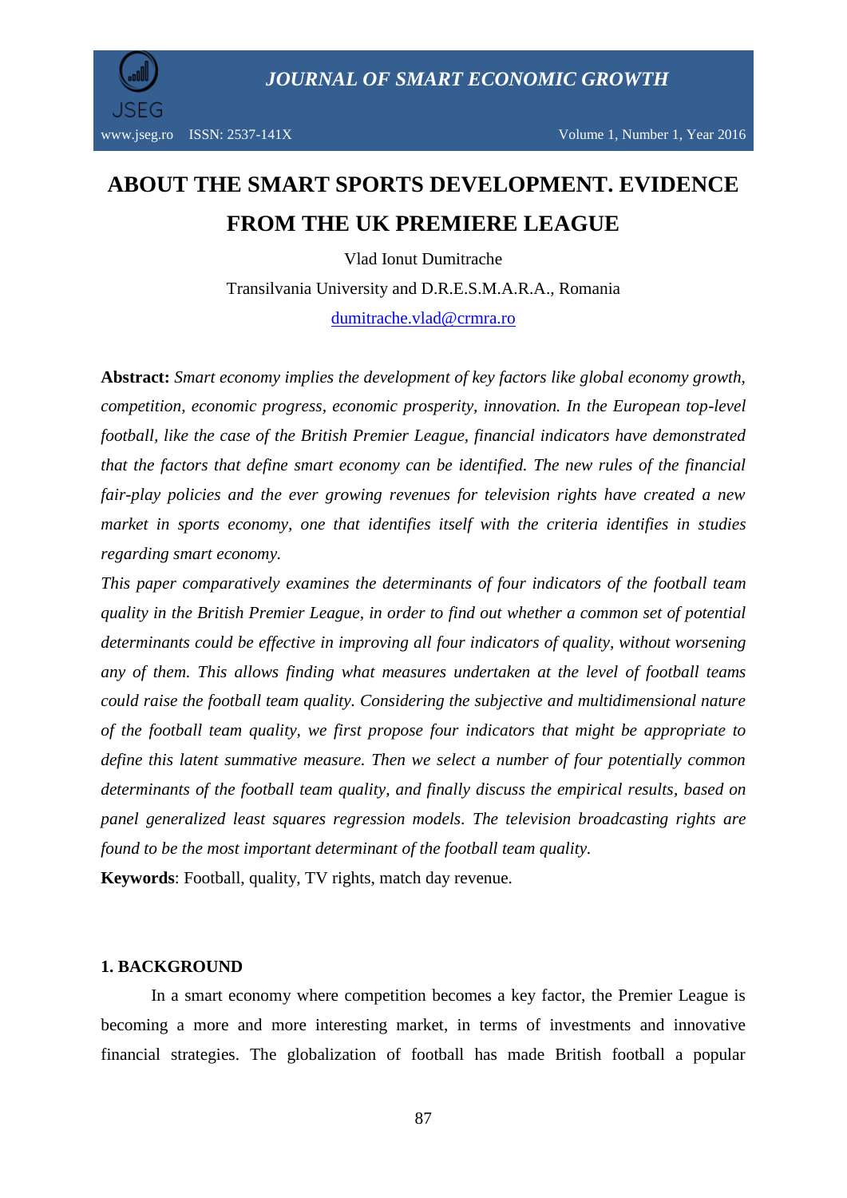# ABOUT THE SMART SPORTS DEVELOPMENT. EVIDENCE FROM THE UK PREMIERE LEAGUE

Vlad Ionut Dumitrache

Transilvania University and D.R.E.S.M.A.R.A., Romania

dumitrache.vlad@crmra.ro

**Abstract:** *Smart economy implies the development of key factors like global economy growth, competition, economic progress, economic prosperity, innovation. In the European top-level football, like the case of the British Premier League, financial indicators have demonstrated that the factors that define smart economy can be identified. The new rules of the financial fair-play policies and the ever growing revenues for television rights have created a new market in sports economy, one that identifies itself with the criteria identifies in studies regarding smart economy.*

*This paper comparatively examines the determinants of four indicators of the football team quality in the British Premier League, in order to find out whether a common set of potential determinants could be effective in improving all four indicators of quality, without worsening any of them. This allows finding what measures undertaken at the level of football teams could raise the football team quality. Considering the subjective and multidimensional nature of the football team quality, we first propose four indicators that might be appropriate to define this latent summative measure. Then we select a number of four potentially common determinants of the football team quality, and finally discuss the empirical results, based on panel generalized least squares regression models. The television broadcasting rights are found to be the most important determinant of the football team quality.*

**Keywords**: Football, quality, TV rights, match day revenue.

## 1. BACKGROUND

In a smart economy where competition becomes a key factor, the Premier League is becoming a more and more interesting market, in terms of investments and innovative financial strategies. The globalization of football has made British football a popular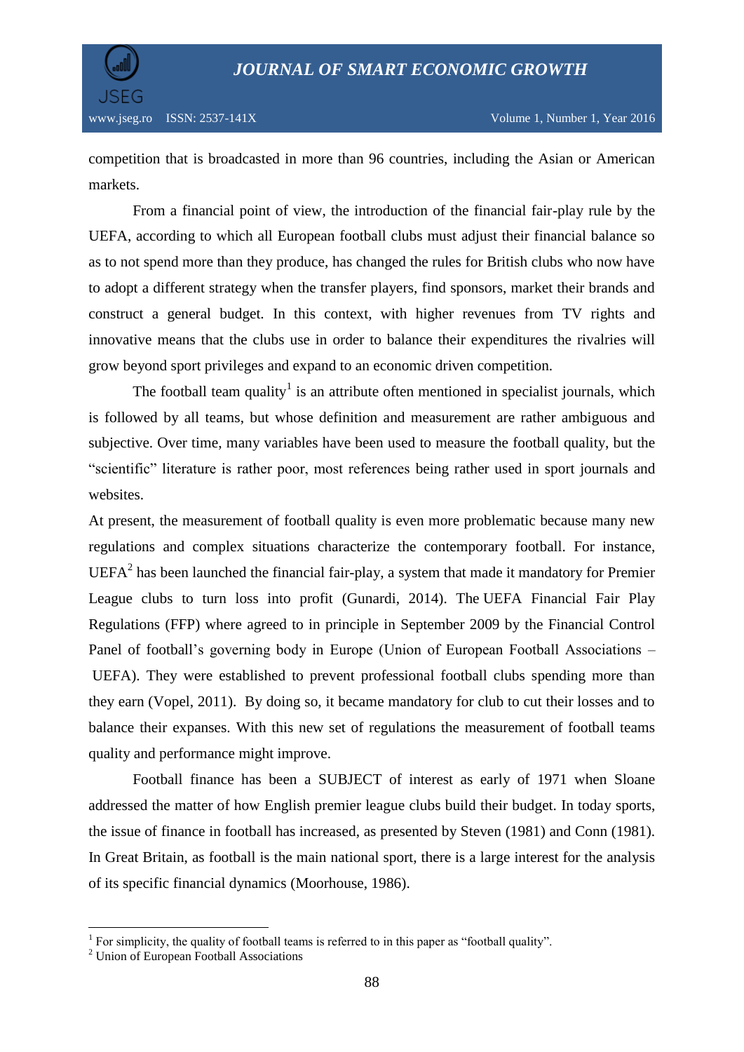competition that is broadcasted in more than 96 countries, including the Asian or American markets.

From a financial point of view, the introduction of the financial fair-play rule by the UEFA, according to which all European football clubs must adjust their financial balance so as to not spend more than they produce, has changed the rules for British clubs who now have to adopt a different strategy when the transfer players, find sponsors, market their brands and construct a general budget. In this context, with higher revenues from TV rights and innovative means that the clubs use in order to balance their expenditures the rivalries will grow beyond sport privileges and expand to an economic driven competition.

The football team quality[1] is an attribute often mentioned in specialist journals, which is followed by all teams, but whose definition and measurement are rather ambiguous and subjective. Over time, many variables have been used to measure the football quality, but the "scientific" literature is rather poor, most references being rather used in sport journals and websites.

At present, the measurement of football quality is even more problematic because many new regulations and complex situations characterize the contemporary football. For instance, UEFA[2] has been launched the financial fair-play, a system that made it mandatory for Premier League clubs to turn loss into profit (Gunardi, 2014). The UEFA Financial Fair Play Regulations (FFP) where agreed to in principle in September 2009 by the Financial Control Panel of football's governing body in Europe (Union of European Football Associations – UEFA). They were established to prevent professional football clubs spending more than they earn (Vopel, 2011). By doing so, it became mandatory for club to cut their losses and to balance their expanses. With this new set of regulations the measurement of football teams quality and performance might improve.

Football finance has been a SUBJECT of interest as early of 1971 when Sloane addressed the matter of how English premier league clubs build their budget. In today sports, the issue of finance in football has increased, as presented by Steven (1981) and Conn (1981). In Great Britain, as football is the main national sport, there is a large interest for the analysis of its specific financial dynamics (Moorhouse, 1986).

---

[1] For simplicity, the quality of football teams is referred to in this paper as "football quality".

[2] Union of European Football Associations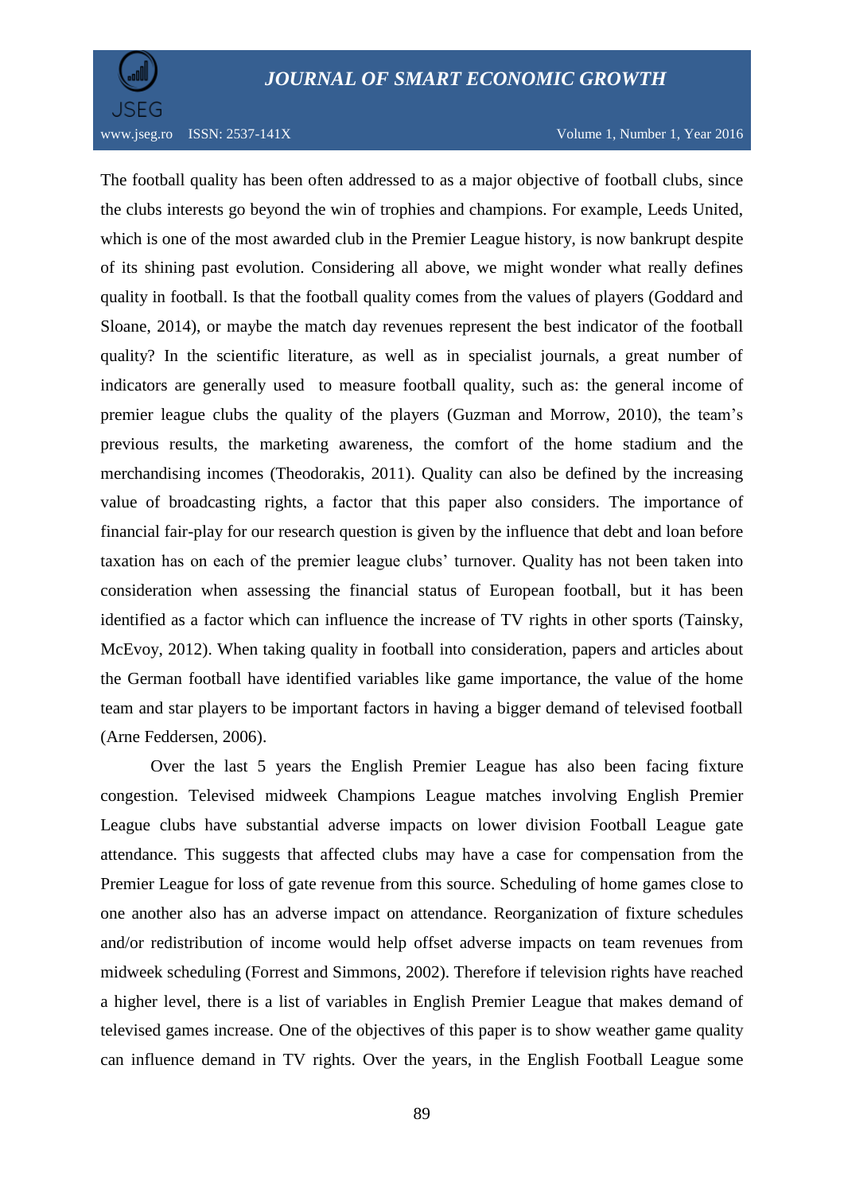The football quality has been often addressed to as a major objective of football clubs, since the clubs interests go beyond the win of trophies and champions. For example, Leeds United, which is one of the most awarded club in the Premier League history, is now bankrupt despite of its shining past evolution. Considering all above, we might wonder what really defines quality in football. Is that the football quality comes from the values of players (Goddard and Sloane, 2014), or maybe the match day revenues represent the best indicator of the football quality? In the scientific literature, as well as in specialist journals, a great number of indicators are generally used to measure football quality, such as: the general income of premier league clubs the quality of the players (Guzman and Morrow, 2010), the team's previous results, the marketing awareness, the comfort of the home stadium and the merchandising incomes (Theodorakis, 2011). Quality can also be defined by the increasing value of broadcasting rights, a factor that this paper also considers. The importance of financial fair-play for our research question is given by the influence that debt and loan before taxation has on each of the premier league clubs' turnover. Quality has not been taken into consideration when assessing the financial status of European football, but it has been identified as a factor which can influence the increase of TV rights in other sports (Tainsky, McEvoy, 2012). When taking quality in football into consideration, papers and articles about the German football have identified variables like game importance, the value of the home team and star players to be important factors in having a bigger demand of televised football (Arne Feddersen, 2006).

Over the last 5 years the English Premier League has also been facing fixture congestion. Televised midweek Champions League matches involving English Premier League clubs have substantial adverse impacts on lower division Football League gate attendance. This suggests that affected clubs may have a case for compensation from the Premier League for loss of gate revenue from this source. Scheduling of home games close to one another also has an adverse impact on attendance. Reorganization of fixture schedules and/or redistribution of income would help offset adverse impacts on team revenues from midweek scheduling (Forrest and Simmons, 2002). Therefore if television rights have reached a higher level, there is a list of variables in English Premier League that makes demand of televised games increase. One of the objectives of this paper is to show weather game quality can influence demand in TV rights. Over the years, in the English Football League some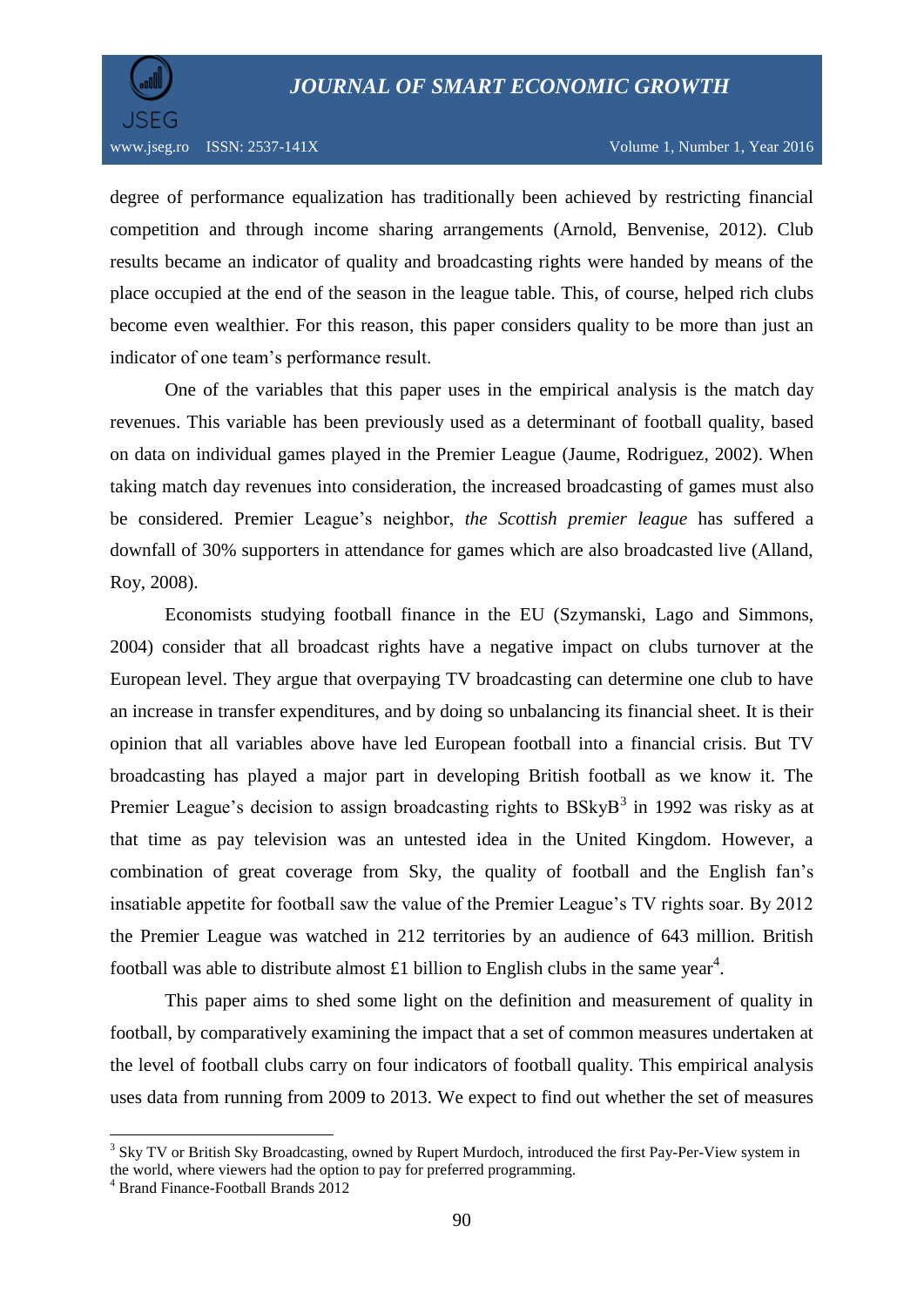degree of performance equalization has traditionally been achieved by restricting financial competition and through income sharing arrangements (Arnold, Benvenise, 2012). Club results became an indicator of quality and broadcasting rights were handed by means of the place occupied at the end of the season in the league table. This, of course, helped rich clubs become even wealthier. For this reason, this paper considers quality to be more than just an indicator of one team's performance result.

One of the variables that this paper uses in the empirical analysis is the match day revenues. This variable has been previously used as a determinant of football quality, based on data on individual games played in the Premier League (Jaume, Rodriguez, 2002). When taking match day revenues into consideration, the increased broadcasting of games must also be considered. Premier League's neighbor, *the Scottish premier league* has suffered a downfall of 30% supporters in attendance for games which are also broadcasted live (Alland, Roy, 2008).

Economists studying football finance in the EU (Szymanski, Lago and Simmons, 2004) consider that all broadcast rights have a negative impact on clubs turnover at the European level. They argue that overpaying TV broadcasting can determine one club to have an increase in transfer expenditures, and by doing so unbalancing its financial sheet. It is their opinion that all variables above have led European football into a financial crisis. But TV broadcasting has played a major part in developing British football as we know it. The Premier League's decision to assign broadcasting rights to BSkyB[3] in 1992 was risky as at that time as pay television was an untested idea in the United Kingdom. However, a combination of great coverage from Sky, the quality of football and the English fan's insatiable appetite for football saw the value of the Premier League's TV rights soar. By 2012 the Premier League was watched in 212 territories by an audience of 643 million. British football was able to distribute almost £1 billion to English clubs in the same year[4].

This paper aims to shed some light on the definition and measurement of quality in football, by comparatively examining the impact that a set of common measures undertaken at the level of football clubs carry on four indicators of football quality. This empirical analysis uses data from running from 2009 to 2013. We expect to find out whether the set of measures

---

[3] Sky TV or British Sky Broadcasting, owned by Rupert Murdoch, introduced the first Pay-Per-View system in the world, where viewers had the option to pay for preferred programming.

[4] Brand Finance-Football Brands 2012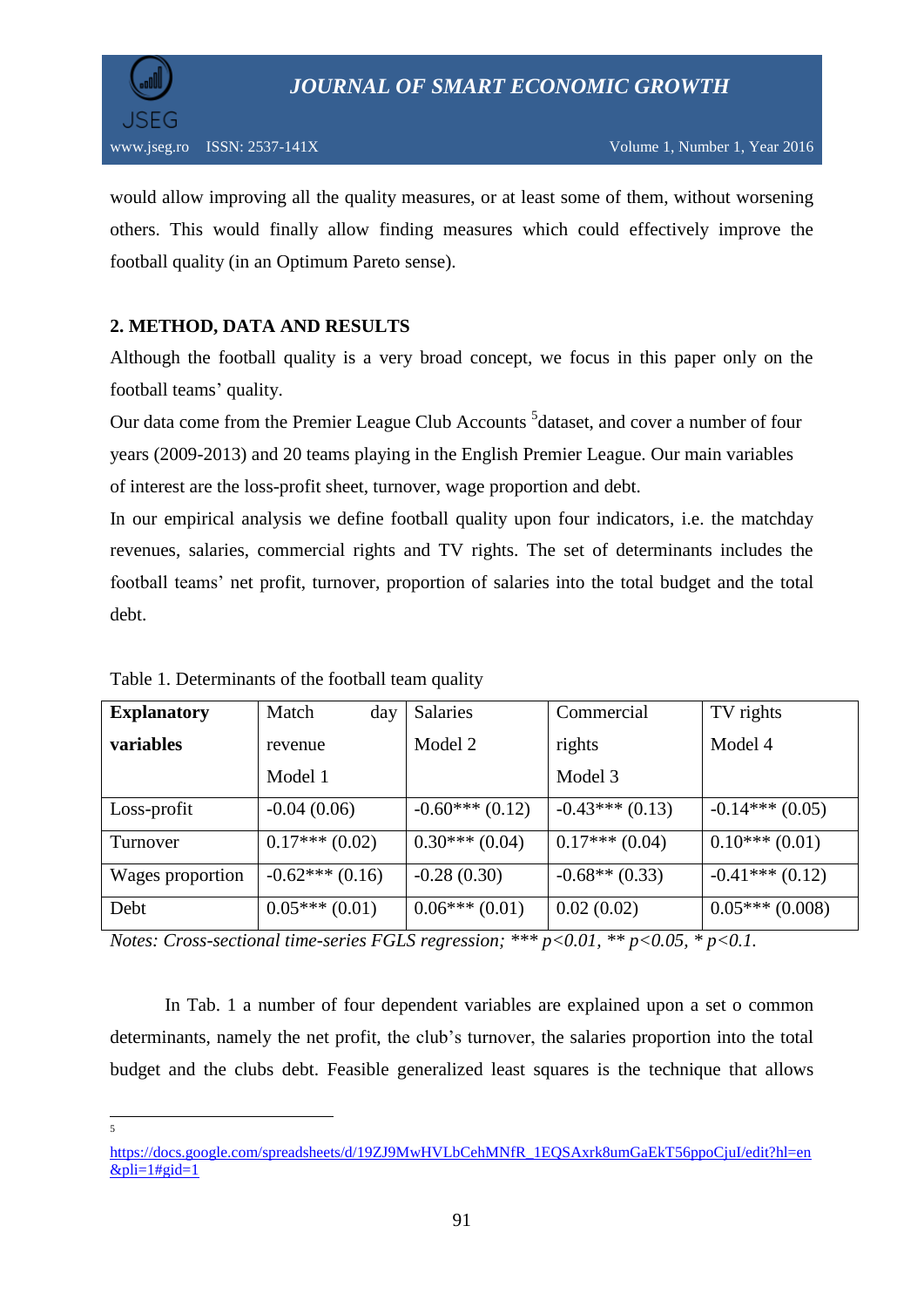would allow improving all the quality measures, or at least some of them, without worsening others. This would finally allow finding measures which could effectively improve the football quality (in an Optimum Pareto sense).

## 2. METHOD, DATA AND RESULTS

Although the football quality is a very broad concept, we focus in this paper only on the football teams' quality.

Our data come from the Premier League Club Accounts [5]dataset, and cover a number of four years (2009-2013) and 20 teams playing in the English Premier League. Our main variables of interest are the loss-profit sheet, turnover, wage proportion and debt.

In our empirical analysis we define football quality upon four indicators, i.e. the matchday revenues, salaries, commercial rights and TV rights. The set of determinants includes the football teams' net profit, turnover, proportion of salaries into the total budget and the total debt.

Table 1. Determinants of the football team quality

| **Explanatory variables** | Match day revenue Model 1 | Salaries Model 2 | Commercial rights Model 3 | TV rights Model 4 |
|---|---|---|---|---|
| Loss-profit | -0.04 (0.06) | -0.60*** (0.12) | -0.43*** (0.13) | -0.14*** (0.05) |
| Turnover | 0.17*** (0.02) | 0.30*** (0.04) | 0.17*** (0.04) | 0.10*** (0.01) |
| Wages proportion | -0.62*** (0.16) | -0.28 (0.30) | -0.68** (0.33) | -0.41*** (0.12) |
| Debt | 0.05*** (0.01) | 0.06*** (0.01) | 0.02 (0.02) | 0.05*** (0.008) |

*Notes: Cross-sectional time-series FGLS regression; *** p<0.01, ** p<0.05, * p<0.1.*

In Tab. 1 a number of four dependent variables are explained upon a set o common determinants, namely the net profit, the club's turnover, the salaries proportion into the total budget and the clubs debt. Feasible generalized least squares is the technique that allows

---

[5] https://docs.google.com/spreadsheets/d/19ZJ9MwHVLbCehMNfR_1EQSAxrk8umGaEkT56ppoCjuI/edit?hl=en&pli=1#gid=1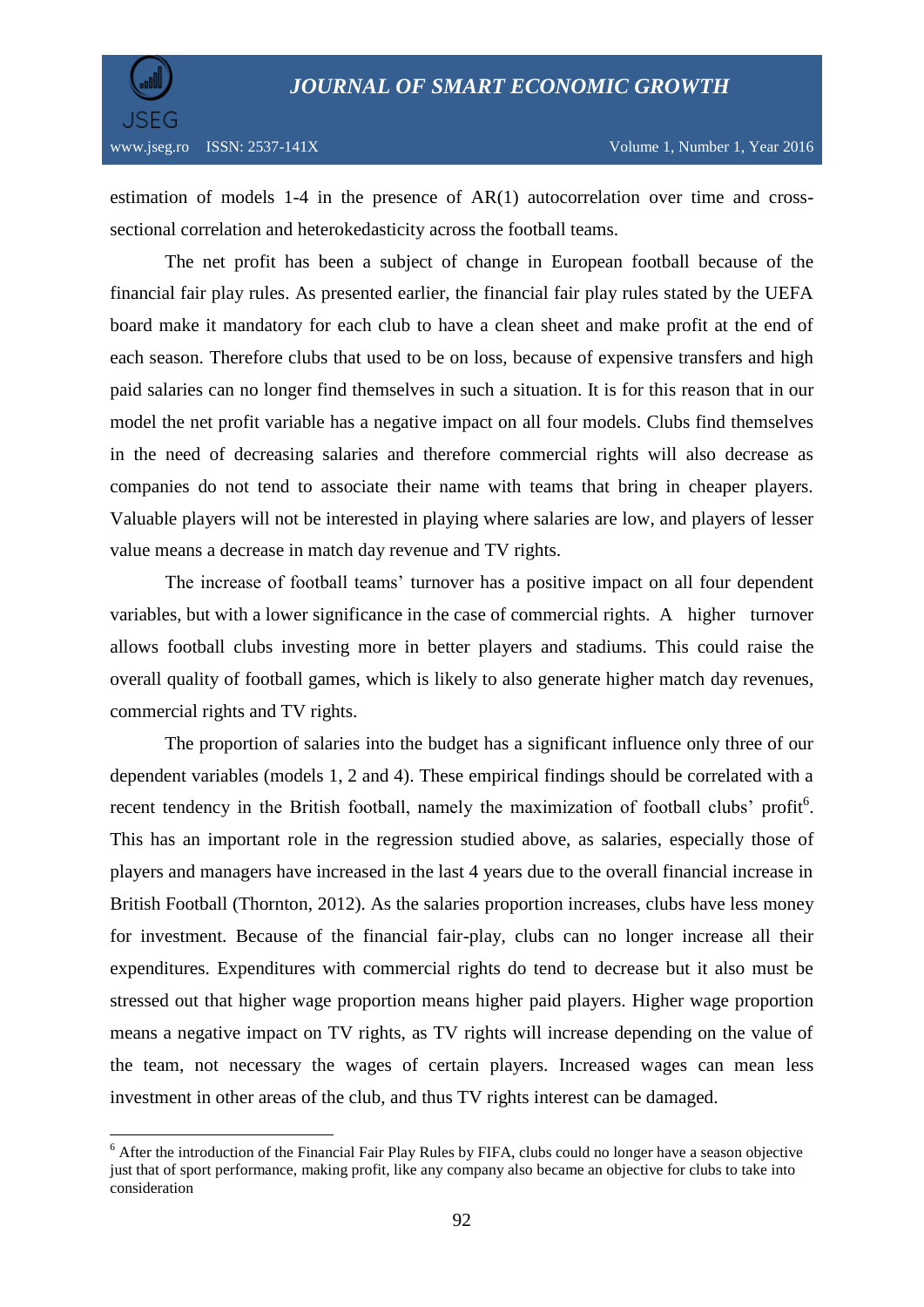estimation of models 1-4 in the presence of AR(1) autocorrelation over time and cross-sectional correlation and heterokedasticity across the football teams.

The net profit has been a subject of change in European football because of the financial fair play rules. As presented earlier, the financial fair play rules stated by the UEFA board make it mandatory for each club to have a clean sheet and make profit at the end of each season. Therefore clubs that used to be on loss, because of expensive transfers and high paid salaries can no longer find themselves in such a situation. It is for this reason that in our model the net profit variable has a negative impact on all four models. Clubs find themselves in the need of decreasing salaries and therefore commercial rights will also decrease as companies do not tend to associate their name with teams that bring in cheaper players. Valuable players will not be interested in playing where salaries are low, and players of lesser value means a decrease in match day revenue and TV rights.

The increase of football teams' turnover has a positive impact on all four dependent variables, but with a lower significance in the case of commercial rights. A higher turnover allows football clubs investing more in better players and stadiums. This could raise the overall quality of football games, which is likely to also generate higher match day revenues, commercial rights and TV rights.

The proportion of salaries into the budget has a significant influence only three of our dependent variables (models 1, 2 and 4). These empirical findings should be correlated with a recent tendency in the British football, namely the maximization of football clubs' profit[6]. This has an important role in the regression studied above, as salaries, especially those of players and managers have increased in the last 4 years due to the overall financial increase in British Football (Thornton, 2012). As the salaries proportion increases, clubs have less money for investment. Because of the financial fair-play, clubs can no longer increase all their expenditures. Expenditures with commercial rights do tend to decrease but it also must be stressed out that higher wage proportion means higher paid players. Higher wage proportion means a negative impact on TV rights, as TV rights will increase depending on the value of the team, not necessary the wages of certain players. Increased wages can mean less investment in other areas of the club, and thus TV rights interest can be damaged.

---

[6] After the introduction of the Financial Fair Play Rules by FIFA, clubs could no longer have a season objective just that of sport performance, making profit, like any company also became an objective for clubs to take into consideration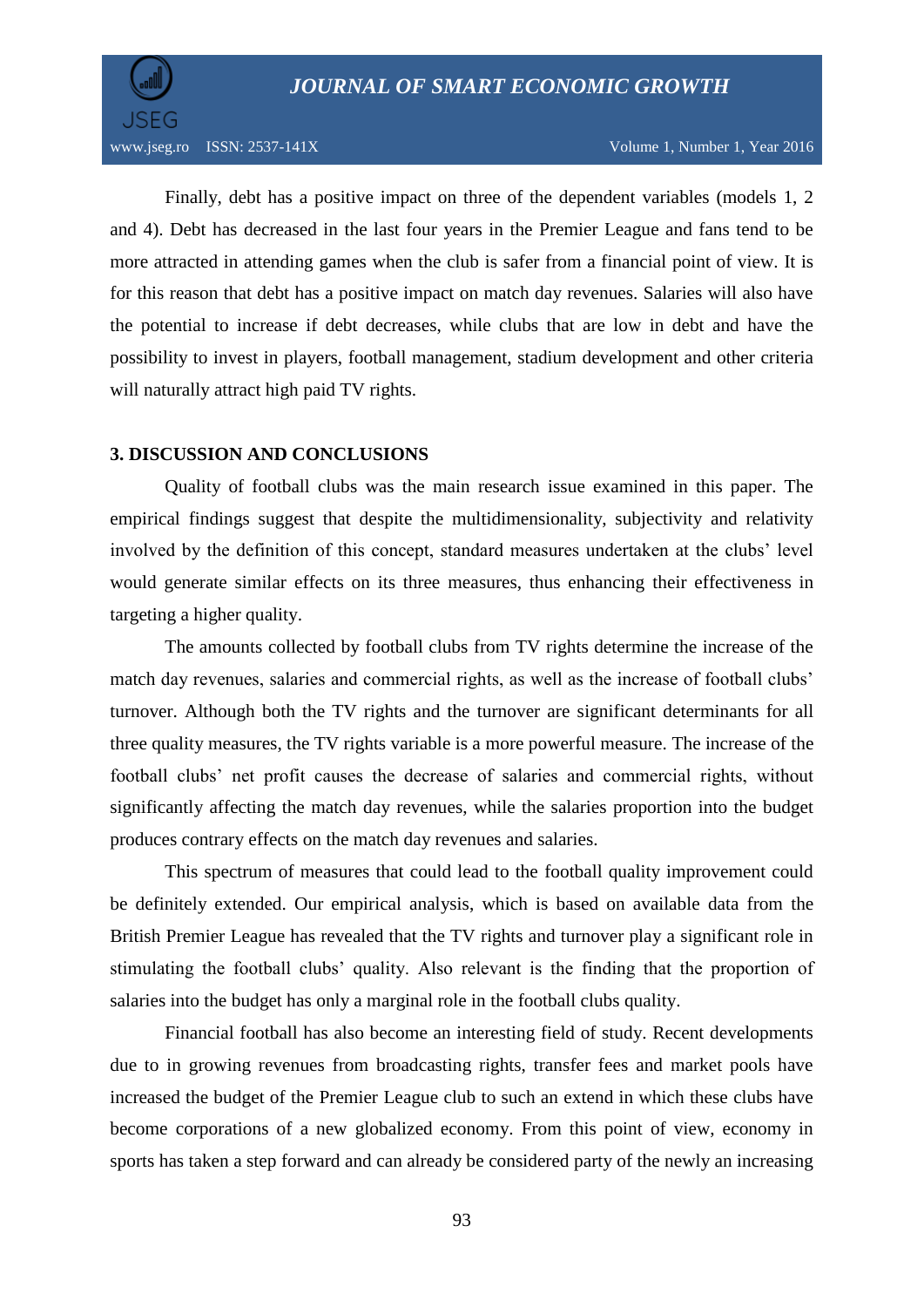Finally, debt has a positive impact on three of the dependent variables (models 1, 2 and 4). Debt has decreased in the last four years in the Premier League and fans tend to be more attracted in attending games when the club is safer from a financial point of view. It is for this reason that debt has a positive impact on match day revenues. Salaries will also have the potential to increase if debt decreases, while clubs that are low in debt and have the possibility to invest in players, football management, stadium development and other criteria will naturally attract high paid TV rights.

## 3. DISCUSSION AND CONCLUSIONS

Quality of football clubs was the main research issue examined in this paper. The empirical findings suggest that despite the multidimensionality, subjectivity and relativity involved by the definition of this concept, standard measures undertaken at the clubs' level would generate similar effects on its three measures, thus enhancing their effectiveness in targeting a higher quality.

The amounts collected by football clubs from TV rights determine the increase of the match day revenues, salaries and commercial rights, as well as the increase of football clubs' turnover. Although both the TV rights and the turnover are significant determinants for all three quality measures, the TV rights variable is a more powerful measure. The increase of the football clubs' net profit causes the decrease of salaries and commercial rights, without significantly affecting the match day revenues, while the salaries proportion into the budget produces contrary effects on the match day revenues and salaries.

This spectrum of measures that could lead to the football quality improvement could be definitely extended. Our empirical analysis, which is based on available data from the British Premier League has revealed that the TV rights and turnover play a significant role in stimulating the football clubs' quality. Also relevant is the finding that the proportion of salaries into the budget has only a marginal role in the football clubs quality.

Financial football has also become an interesting field of study. Recent developments due to in growing revenues from broadcasting rights, transfer fees and market pools have increased the budget of the Premier League club to such an extend in which these clubs have become corporations of a new globalized economy. From this point of view, economy in sports has taken a step forward and can already be considered party of the newly an increasing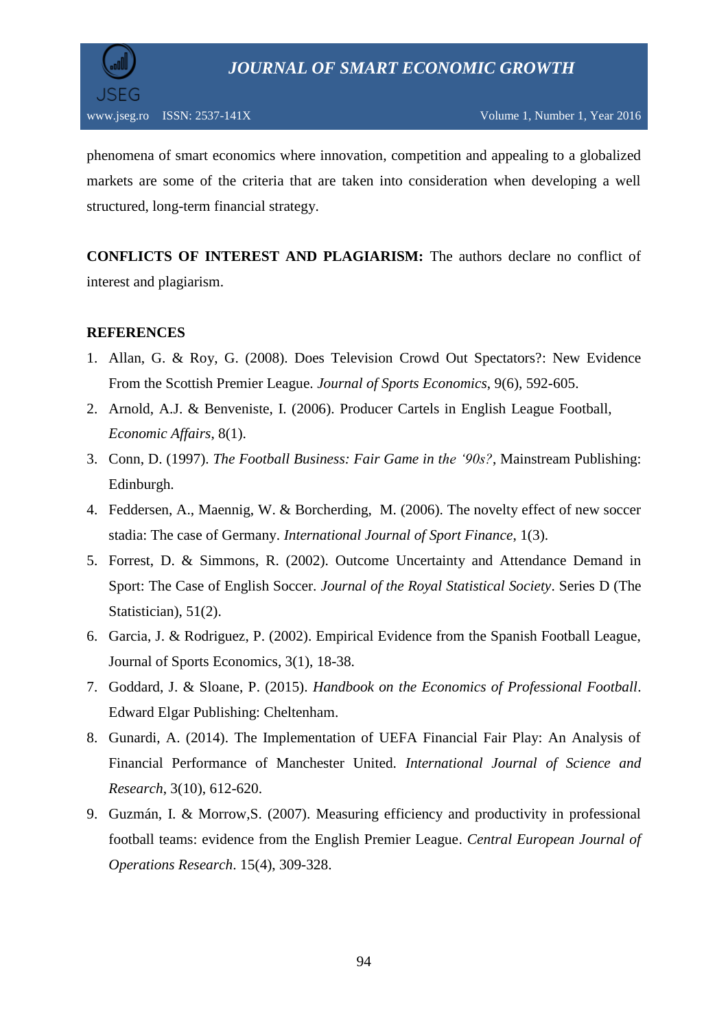phenomena of smart economics where innovation, competition and appealing to a globalized markets are some of the criteria that are taken into consideration when developing a well structured, long-term financial strategy.

**CONFLICTS OF INTEREST AND PLAGIARISM:** The authors declare no conflict of interest and plagiarism.

**REFERENCES**

1. Allan, G. & Roy, G. (2008). Does Television Crowd Out Spectators?: New Evidence From the Scottish Premier League. *Journal of Sports Economics*, 9(6), 592-605.
2. Arnold, A.J. & Benveniste, I. (2006). Producer Cartels in English League Football, *Economic Affairs*, 8(1).
3. Conn, D. (1997). *The Football Business: Fair Game in the '90s?*, Mainstream Publishing: Edinburgh.
4. Feddersen, A., Maennig, W. & Borcherding, M. (2006). The novelty effect of new soccer stadia: The case of Germany. *International Journal of Sport Finance*, 1(3).
5. Forrest, D. & Simmons, R. (2002). Outcome Uncertainty and Attendance Demand in Sport: The Case of English Soccer. *Journal of the Royal Statistical Society*. Series D (The Statistician), 51(2).
6. Garcia, J. & Rodriguez, P. (2002). Empirical Evidence from the Spanish Football League, Journal of Sports Economics, 3(1), 18-38.
7. Goddard, J. & Sloane, P. (2015). *Handbook on the Economics of Professional Football*. Edward Elgar Publishing: Cheltenham.
8. Gunardi, A. (2014). The Implementation of UEFA Financial Fair Play: An Analysis of Financial Performance of Manchester United. *International Journal of Science and Research*, 3(10), 612-620.
9. Guzmán, I. & Morrow,S. (2007). Measuring efficiency and productivity in professional football teams: evidence from the English Premier League. *Central European Journal of Operations Research*. 15(4), 309-328.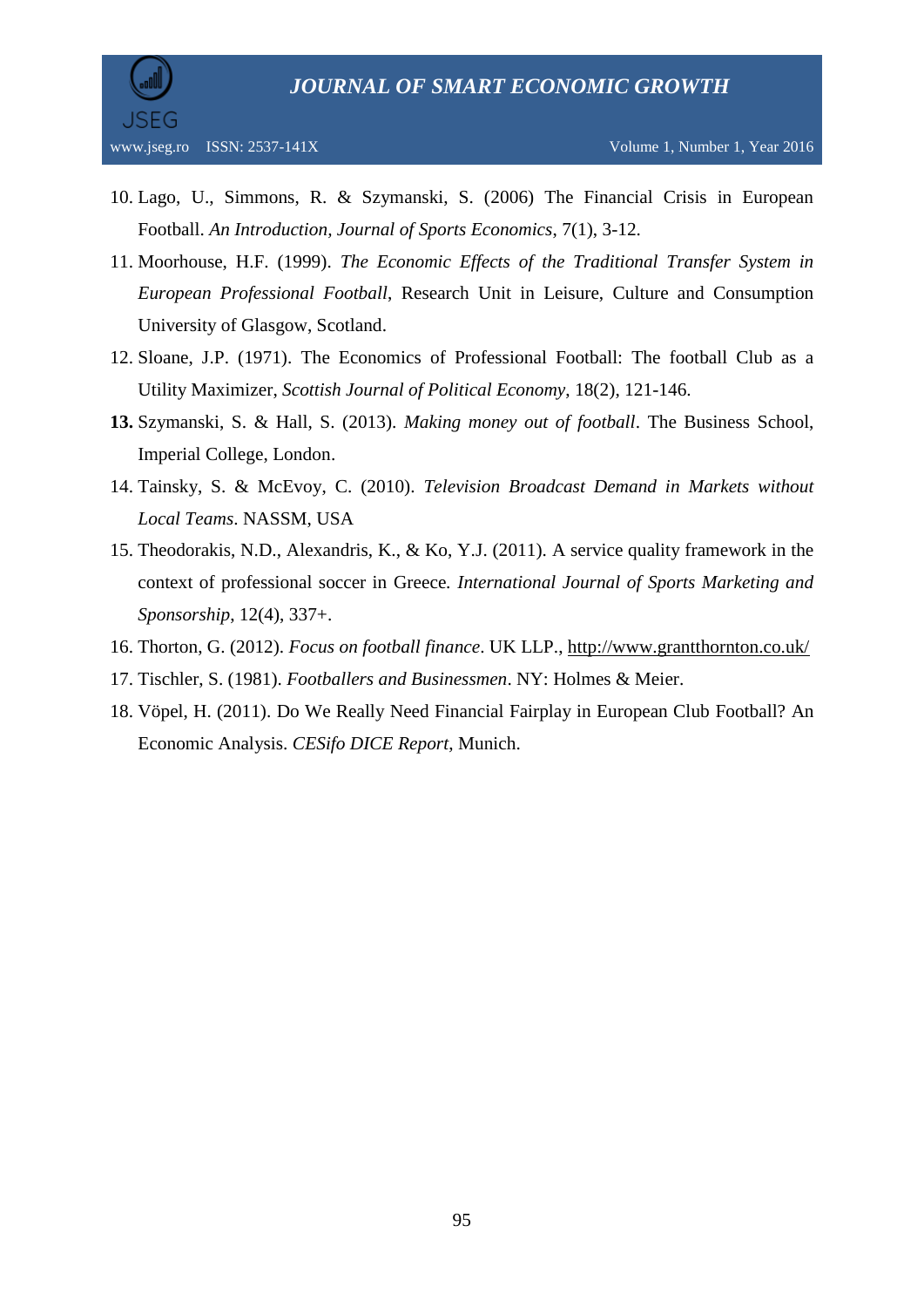10. Lago, U., Simmons, R. & Szymanski, S. (2006) The Financial Crisis in European Football. *An Introduction, Journal of Sports Economics*, 7(1), 3-12.
11. Moorhouse, H.F. (1999). *The Economic Effects of the Traditional Transfer System in European Professional Football*, Research Unit in Leisure, Culture and Consumption University of Glasgow, Scotland.
12. Sloane, J.P. (1971). The Economics of Professional Football: The football Club as a Utility Maximizer, *Scottish Journal of Political Economy*, 18(2), 121-146.
13. Szymanski, S. & Hall, S. (2013). *Making money out of football*. The Business School, Imperial College, London.
14. Tainsky, S. & McEvoy, C. (2010). *Television Broadcast Demand in Markets without Local Teams*. NASSM, USA
15. Theodorakis, N.D., Alexandris, K., & Ko, Y.J. (2011). A service quality framework in the context of professional soccer in Greece. *International Journal of Sports Marketing and Sponsorship*, 12(4), 337+.
16. Thorton, G. (2012). *Focus on football finance*. UK LLP., http://www.grantthornton.co.uk/
17. Tischler, S. (1981). *Footballers and Businessmen*. NY: Holmes & Meier.
18. Vöpel, H. (2011). Do We Really Need Financial Fairplay in European Club Football? An Economic Analysis. *CESifo DICE Report*, Munich.